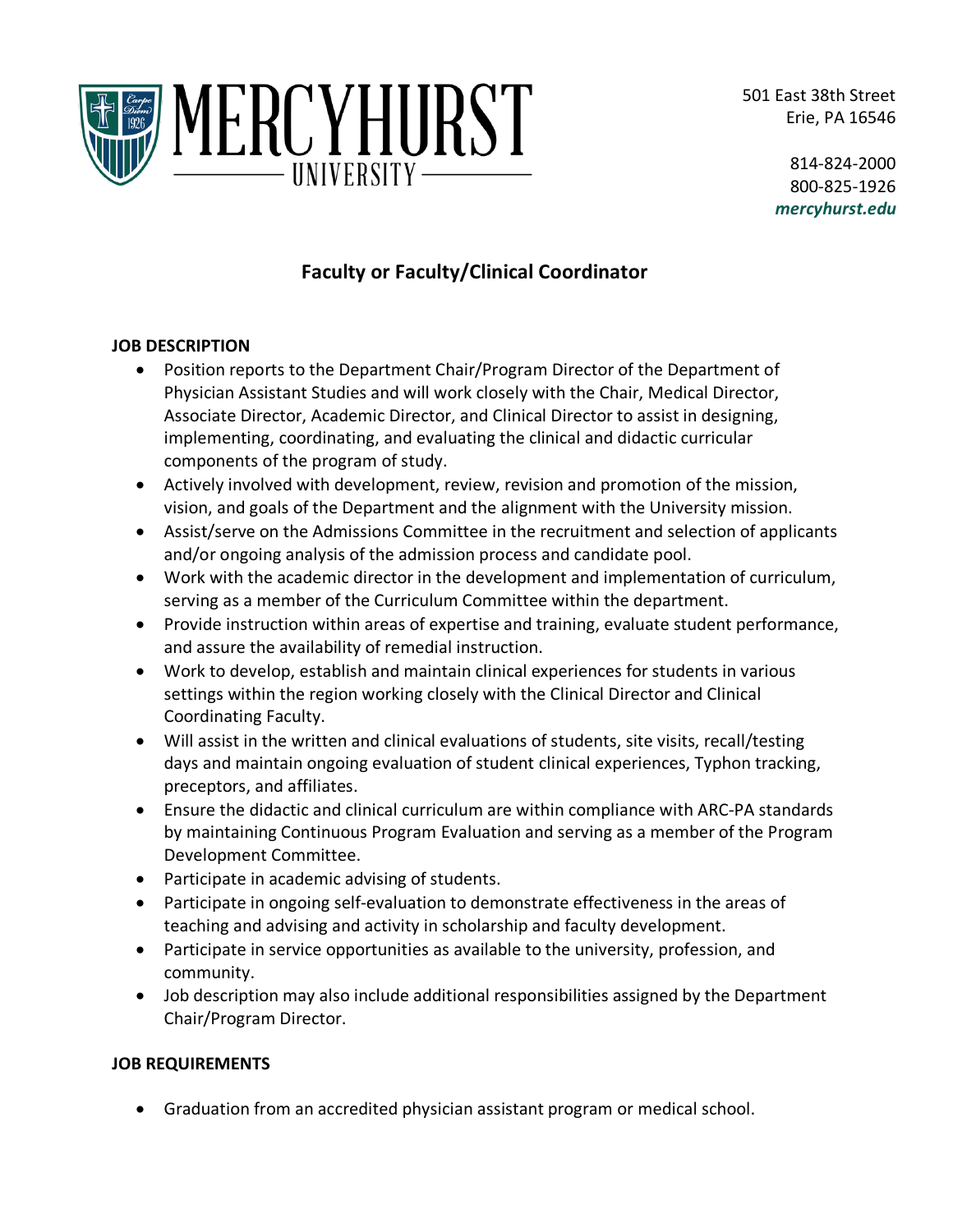MERCYHURST UNIVERSITY

501 East 38th Street
Erie, PA 16546

814-824-2000
800-825-1926
*mercyhurst.edu*

# Faculty or Faculty/Clinical Coordinator

**JOB DESCRIPTION**

- Position reports to the Department Chair/Program Director of the Department of Physician Assistant Studies and will work closely with the Chair, Medical Director, Associate Director, Academic Director, and Clinical Director to assist in designing, implementing, coordinating, and evaluating the clinical and didactic curricular components of the program of study.
- Actively involved with development, review, revision and promotion of the mission, vision, and goals of the Department and the alignment with the University mission.
- Assist/serve on the Admissions Committee in the recruitment and selection of applicants and/or ongoing analysis of the admission process and candidate pool.
- Work with the academic director in the development and implementation of curriculum, serving as a member of the Curriculum Committee within the department.
- Provide instruction within areas of expertise and training, evaluate student performance, and assure the availability of remedial instruction.
- Work to develop, establish and maintain clinical experiences for students in various settings within the region working closely with the Clinical Director and Clinical Coordinating Faculty.
- Will assist in the written and clinical evaluations of students, site visits, recall/testing days and maintain ongoing evaluation of student clinical experiences, Typhon tracking, preceptors, and affiliates.
- Ensure the didactic and clinical curriculum are within compliance with ARC-PA standards by maintaining Continuous Program Evaluation and serving as a member of the Program Development Committee.
- Participate in academic advising of students.
- Participate in ongoing self-evaluation to demonstrate effectiveness in the areas of teaching and advising and activity in scholarship and faculty development.
- Participate in service opportunities as available to the university, profession, and community.
- Job description may also include additional responsibilities assigned by the Department Chair/Program Director.

**JOB REQUIREMENTS**

- Graduation from an accredited physician assistant program or medical school.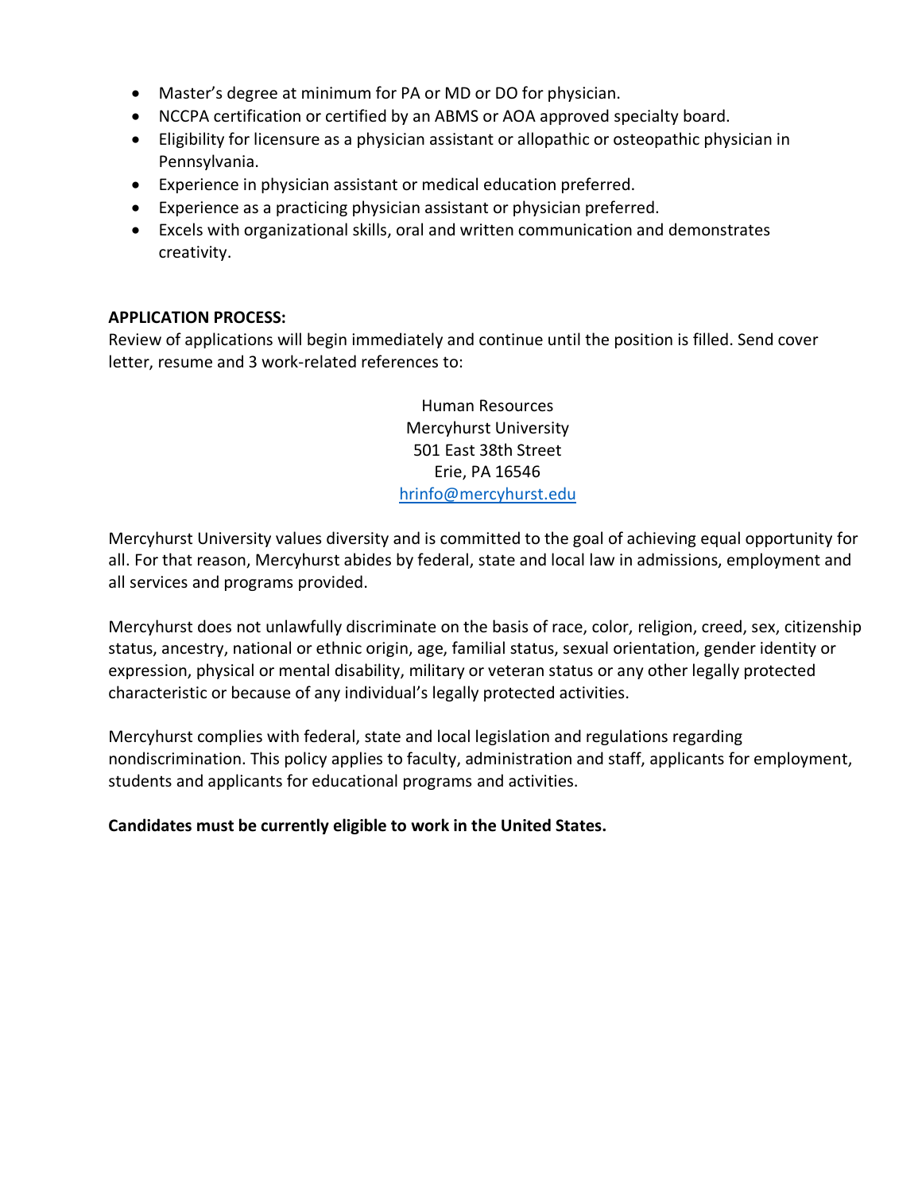- Master's degree at minimum for PA or MD or DO for physician.
- NCCPA certification or certified by an ABMS or AOA approved specialty board.
- Eligibility for licensure as a physician assistant or allopathic or osteopathic physician in Pennsylvania.
- Experience in physician assistant or medical education preferred.
- Experience as a practicing physician assistant or physician preferred.
- Excels with organizational skills, oral and written communication and demonstrates creativity.

**APPLICATION PROCESS:**

Review of applications will begin immediately and continue until the position is filled. Send cover letter, resume and 3 work-related references to:

Human Resources
Mercyhurst University
501 East 38th Street
Erie, PA 16546
hrinfo@mercyhurst.edu

Mercyhurst University values diversity and is committed to the goal of achieving equal opportunity for all. For that reason, Mercyhurst abides by federal, state and local law in admissions, employment and all services and programs provided.

Mercyhurst does not unlawfully discriminate on the basis of race, color, religion, creed, sex, citizenship status, ancestry, national or ethnic origin, age, familial status, sexual orientation, gender identity or expression, physical or mental disability, military or veteran status or any other legally protected characteristic or because of any individual's legally protected activities.

Mercyhurst complies with federal, state and local legislation and regulations regarding nondiscrimination. This policy applies to faculty, administration and staff, applicants for employment, students and applicants for educational programs and activities.

**Candidates must be currently eligible to work in the United States.**